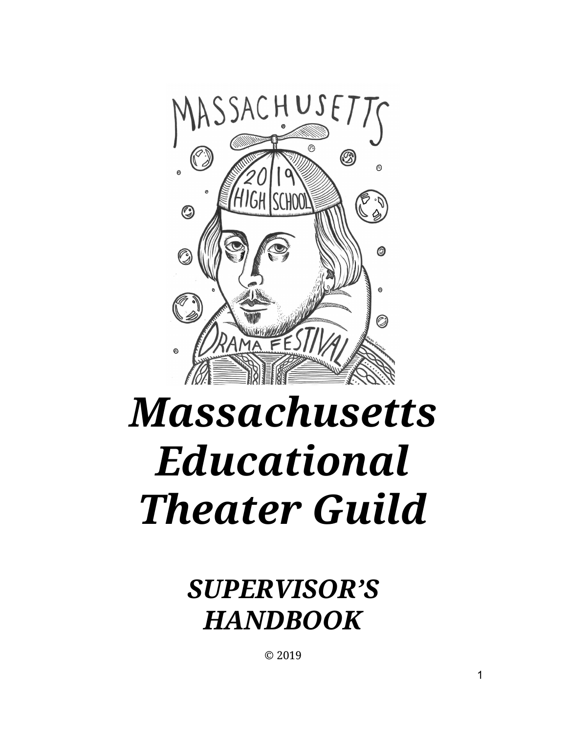# *Massachusetts Educational Theater Guild*

## *SUPERVISOR'S HANDBOOK*

© 2019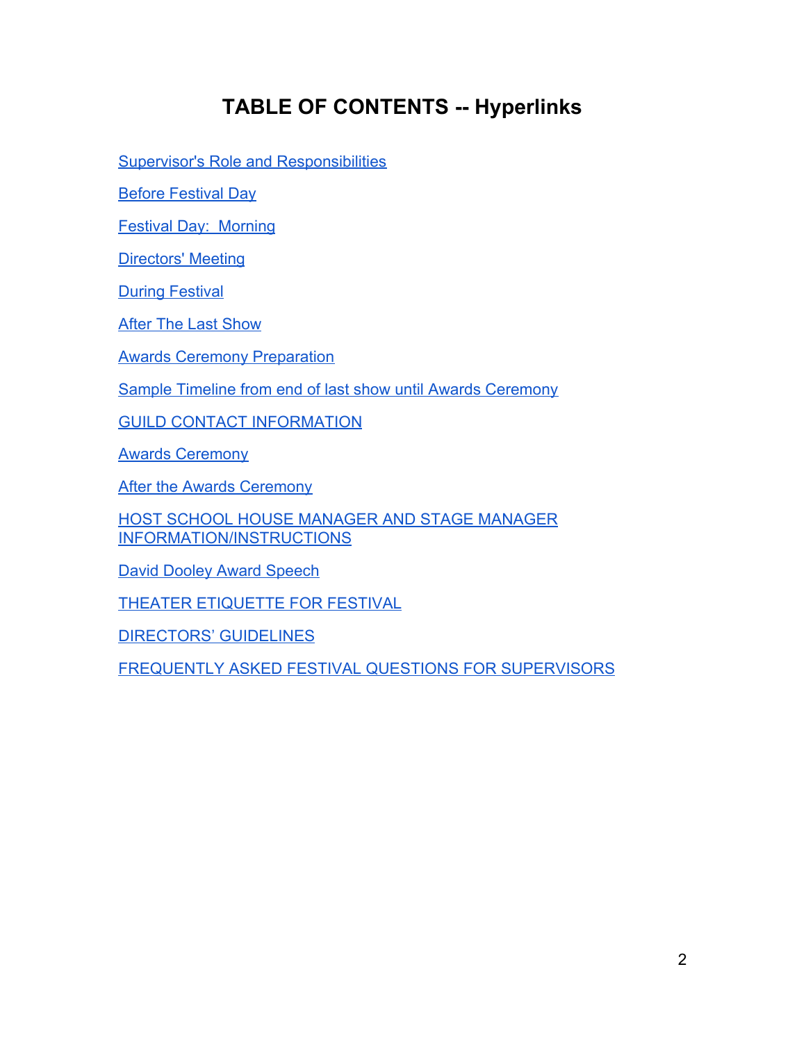# TABLE OF CONTENTS -- Hyperlinks

Supervisor's Role and Responsibilities

Before Festival Day

Festival Day:  Morning

Directors' Meeting

During Festival

After The Last Show

Awards Ceremony Preparation

Sample Timeline from end of last show until Awards Ceremony

GUILD CONTACT INFORMATION

Awards Ceremony

After the Awards Ceremony

HOST SCHOOL HOUSE MANAGER AND STAGE MANAGER INFORMATION/INSTRUCTIONS

David Dooley Award Speech

THEATER ETIQUETTE FOR FESTIVAL

DIRECTORS' GUIDELINES

FREQUENTLY ASKED FESTIVAL QUESTIONS FOR SUPERVISORS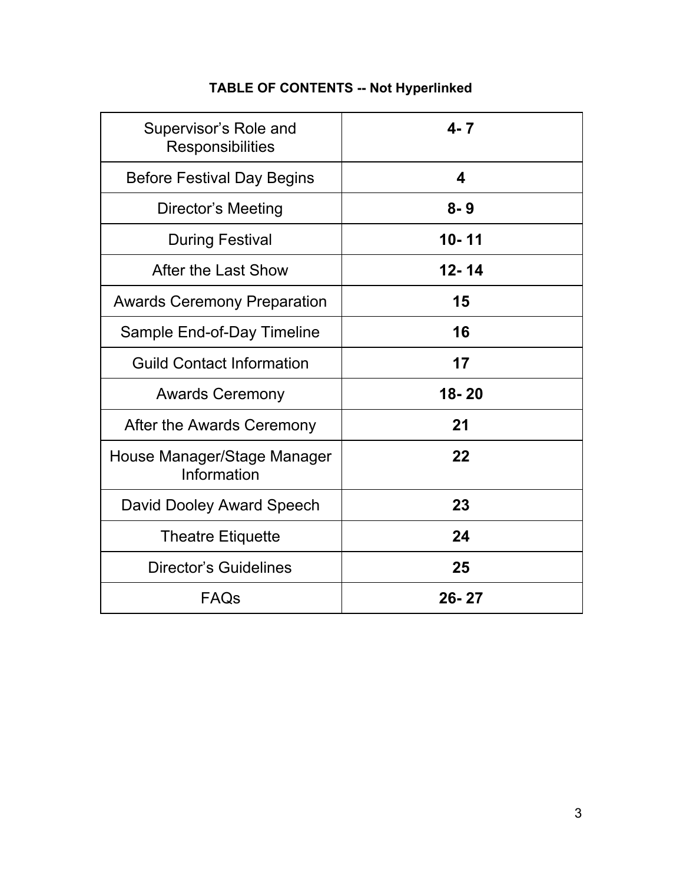**TABLE OF CONTENTS -- Not Hyperlinked**

| Section | Pages |
| --- | --- |
| Supervisor's Role and Responsibilities | **4- 7** |
| Before Festival Day Begins | **4** |
| Director's Meeting | **8- 9** |
| During Festival | **10- 11** |
| After the Last Show | **12- 14** |
| Awards Ceremony Preparation | **15** |
| Sample End-of-Day Timeline | **16** |
| Guild Contact Information | **17** |
| Awards Ceremony | **18- 20** |
| After the Awards Ceremony | **21** |
| House Manager/Stage Manager Information | **22** |
| David Dooley Award Speech | **23** |
| Theatre Etiquette | **24** |
| Director's Guidelines | **25** |
| FAQs | **26- 27** |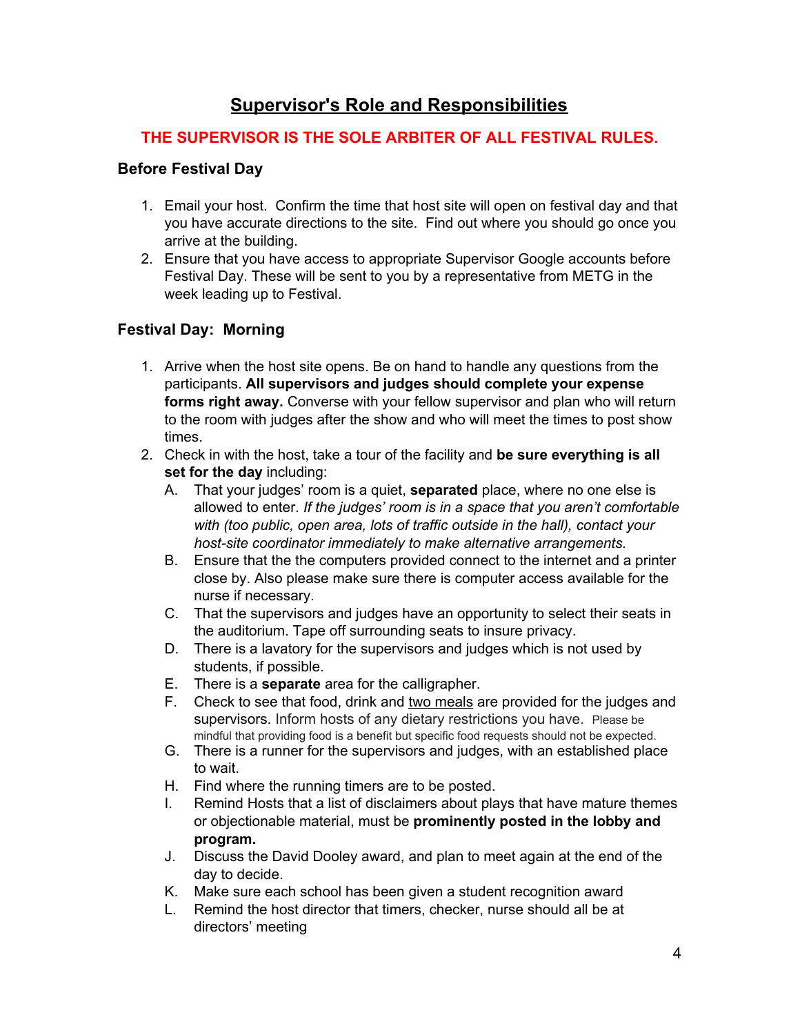# Supervisor's Role and Responsibilities

**THE SUPERVISOR IS THE SOLE ARBITER OF ALL FESTIVAL RULES.**

### Before Festival Day

1. Email your host. Confirm the time that host site will open on festival day and that you have accurate directions to the site. Find out where you should go once you arrive at the building.
2. Ensure that you have access to appropriate Supervisor Google accounts before Festival Day. These will be sent to you by a representative from METG in the week leading up to Festival.

### Festival Day: Morning

1. Arrive when the host site opens. Be on hand to handle any questions from the participants. **All supervisors and judges should complete your expense forms right away.** Converse with your fellow supervisor and plan who will return to the room with judges after the show and who will meet the times to post show times.
2. Check in with the host, take a tour of the facility and **be sure everything is all set for the day** including:
   A. That your judges' room is a quiet, **separated** place, where no one else is allowed to enter. *If the judges' room is in a space that you aren't comfortable with (too public, open area, lots of traffic outside in the hall), contact your host-site coordinator immediately to make alternative arrangements.*
   B. Ensure that the the computers provided connect to the internet and a printer close by. Also please make sure there is computer access available for the nurse if necessary.
   C. That the supervisors and judges have an opportunity to select their seats in the auditorium. Tape off surrounding seats to insure privacy.
   D. There is a lavatory for the supervisors and judges which is not used by students, if possible.
   E. There is a **separate** area for the calligrapher.
   F. Check to see that food, drink and <u>two meals</u> are provided for the judges and supervisors. Inform hosts of any dietary restrictions you have. Please be mindful that providing food is a benefit but specific food requests should not be expected.
   G. There is a runner for the supervisors and judges, with an established place to wait.
   H. Find where the running timers are to be posted.
   I. Remind Hosts that a list of disclaimers about plays that have mature themes or objectionable material, must be **prominently posted in the lobby and program.**
   J. Discuss the David Dooley award, and plan to meet again at the end of the day to decide.
   K. Make sure each school has been given a student recognition award
   L. Remind the host director that timers, checker, nurse should all be at directors' meeting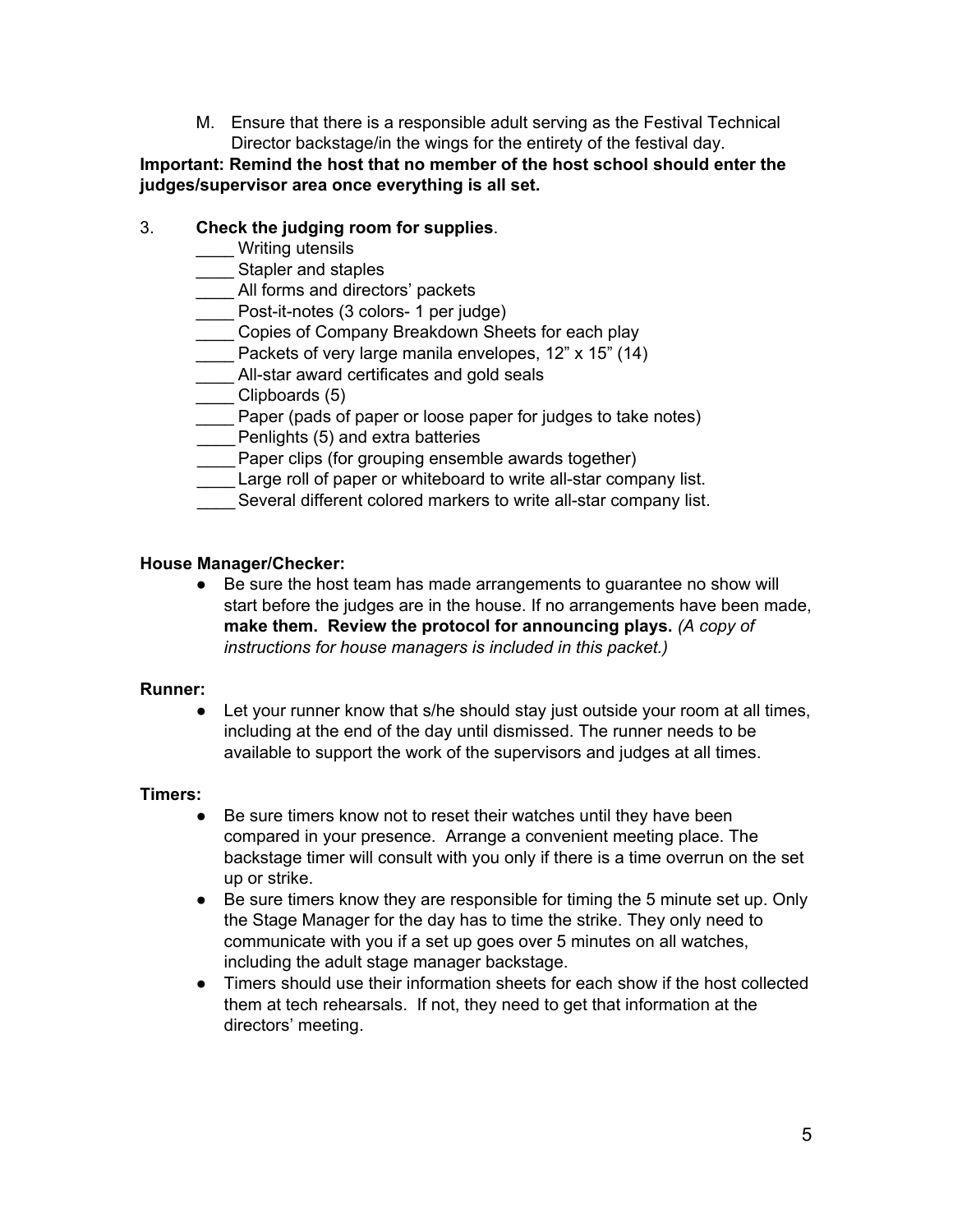M. Ensure that there is a responsible adult serving as the Festival Technical Director backstage/in the wings for the entirety of the festival day.

**Important: Remind the host that no member of the host school should enter the judges/supervisor area once everything is all set.**

3. **Check the judging room for supplies**.
   - ____ Writing utensils
   - ____ Stapler and staples
   - ____ All forms and directors' packets
   - ____ Post-it-notes (3 colors- 1 per judge)
   - ____ Copies of Company Breakdown Sheets for each play
   - ____ Packets of very large manila envelopes, 12" x 15" (14)
   - ____ All-star award certificates and gold seals
   - ____ Clipboards (5)
   - ____ Paper (pads of paper or loose paper for judges to take notes)
   - ____ Penlights (5) and extra batteries
   - ____ Paper clips (for grouping ensemble awards together)
   - ____ Large roll of paper or whiteboard to write all-star company list.
   - ____ Several different colored markers to write all-star company list.

**House Manager/Checker:**

- Be sure the host team has made arrangements to guarantee no show will start before the judges are in the house. If no arrangements have been made, **make them. Review the protocol for announcing plays.** *(A copy of instructions for house managers is included in this packet.)*

**Runner:**

- Let your runner know that s/he should stay just outside your room at all times, including at the end of the day until dismissed. The runner needs to be available to support the work of the supervisors and judges at all times.

**Timers:**

- Be sure timers know not to reset their watches until they have been compared in your presence. Arrange a convenient meeting place. The backstage timer will consult with you only if there is a time overrun on the set up or strike.
- Be sure timers know they are responsible for timing the 5 minute set up. Only the Stage Manager for the day has to time the strike. They only need to communicate with you if a set up goes over 5 minutes on all watches, including the adult stage manager backstage.
- Timers should use their information sheets for each show if the host collected them at tech rehearsals. If not, they need to get that information at the directors' meeting.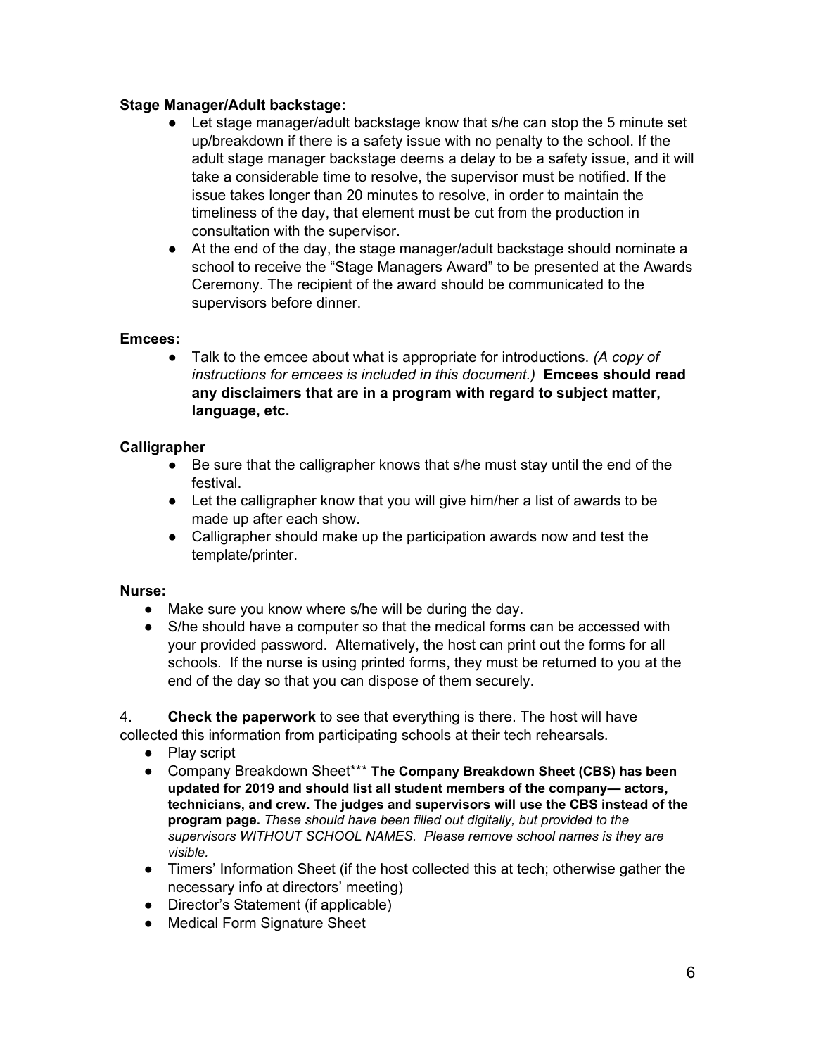**Stage Manager/Adult backstage:**

- Let stage manager/adult backstage know that s/he can stop the 5 minute set up/breakdown if there is a safety issue with no penalty to the school. If the adult stage manager backstage deems a delay to be a safety issue, and it will take a considerable time to resolve, the supervisor must be notified. If the issue takes longer than 20 minutes to resolve, in order to maintain the timeliness of the day, that element must be cut from the production in consultation with the supervisor.
- At the end of the day, the stage manager/adult backstage should nominate a school to receive the "Stage Managers Award" to be presented at the Awards Ceremony. The recipient of the award should be communicated to the supervisors before dinner.

**Emcees:**

- Talk to the emcee about what is appropriate for introductions. *(A copy of instructions for emcees is included in this document.)* **Emcees should read any disclaimers that are in a program with regard to subject matter, language, etc.**

**Calligrapher**

- Be sure that the calligrapher knows that s/he must stay until the end of the festival.
- Let the calligrapher know that you will give him/her a list of awards to be made up after each show.
- Calligrapher should make up the participation awards now and test the template/printer.

**Nurse:**

- Make sure you know where s/he will be during the day.
- S/he should have a computer so that the medical forms can be accessed with your provided password. Alternatively, the host can print out the forms for all schools. If the nurse is using printed forms, they must be returned to you at the end of the day so that you can dispose of them securely.

4. **Check the paperwork** to see that everything is there. The host will have collected this information from participating schools at their tech rehearsals.

- Play script
- Company Breakdown Sheet*** **The Company Breakdown Sheet (CBS) has been updated for 2019 and should list all student members of the company— actors, technicians, and crew. The judges and supervisors will use the CBS instead of the program page.** *These should have been filled out digitally, but provided to the supervisors WITHOUT SCHOOL NAMES. Please remove school names is they are visible.*
- Timers' Information Sheet (if the host collected this at tech; otherwise gather the necessary info at directors' meeting)
- Director's Statement (if applicable)
- Medical Form Signature Sheet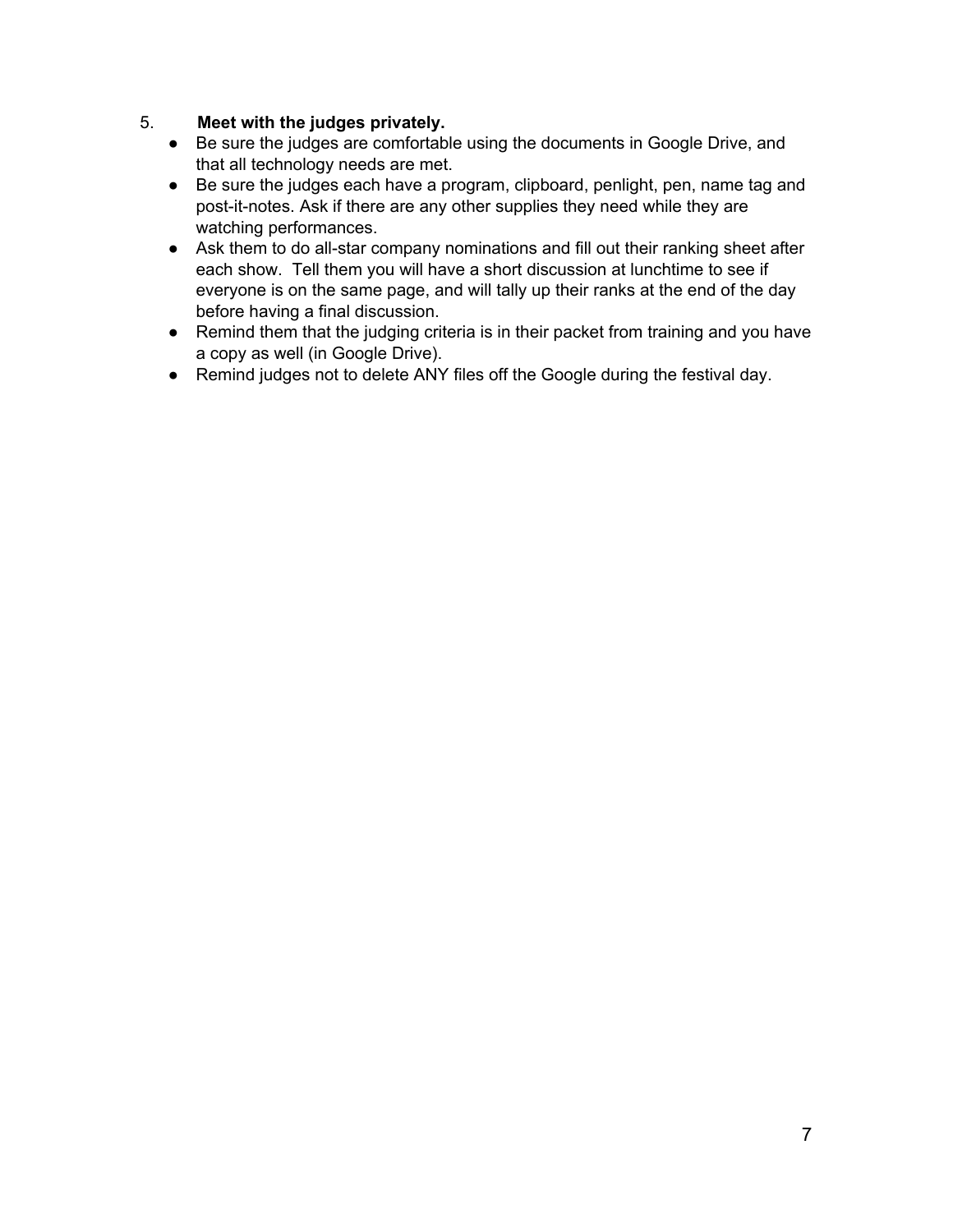5. **Meet with the judges privately.**
    - Be sure the judges are comfortable using the documents in Google Drive, and that all technology needs are met.
    - Be sure the judges each have a program, clipboard, penlight, pen, name tag and post-it-notes. Ask if there are any other supplies they need while they are watching performances.
    - Ask them to do all-star company nominations and fill out their ranking sheet after each show. Tell them you will have a short discussion at lunchtime to see if everyone is on the same page, and will tally up their ranks at the end of the day before having a final discussion.
    - Remind them that the judging criteria is in their packet from training and you have a copy as well (in Google Drive).
    - Remind judges not to delete ANY files off the Google during the festival day.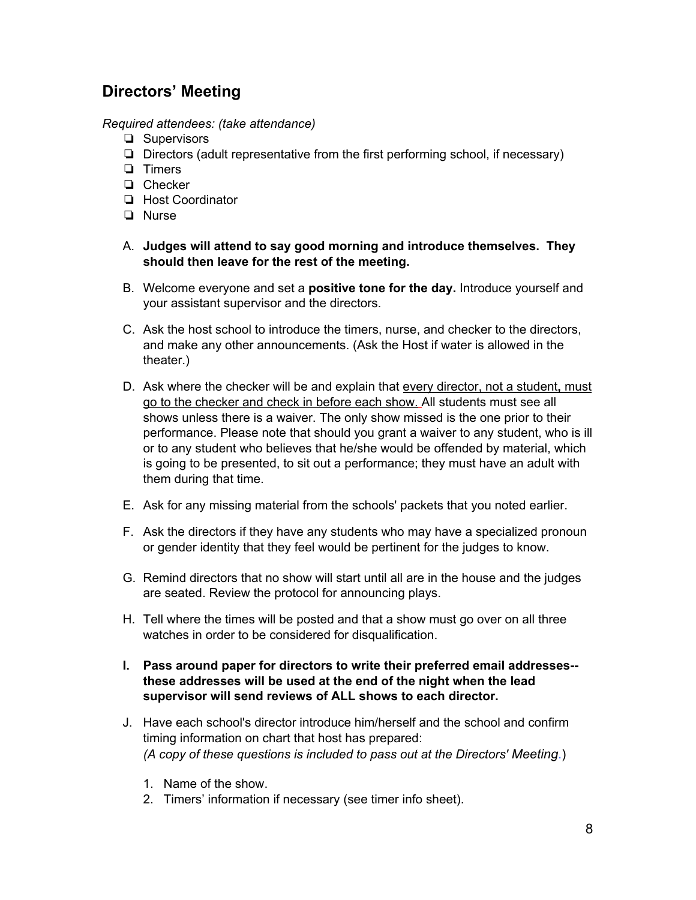## Directors' Meeting

*Required attendees: (take attendance)*

- ❏ Supervisors
- ❏ Directors (adult representative from the first performing school, if necessary)
- ❏ Timers
- ❏ Checker
- ❏ Host Coordinator
- ❏ Nurse

A. **Judges will attend to say good morning and introduce themselves. They should then leave for the rest of the meeting.**

B. Welcome everyone and set a **positive tone for the day.** Introduce yourself and your assistant supervisor and the directors.

C. Ask the host school to introduce the timers, nurse, and checker to the directors, and make any other announcements. (Ask the Host if water is allowed in the theater.)

D. Ask where the checker will be and explain that <u>every director, not a student**,** must go to the checker and check in before each show.</u> All students must see all shows unless there is a waiver. The only show missed is the one prior to their performance. Please note that should you grant a waiver to any student, who is ill or to any student who believes that he/she would be offended by material, which is going to be presented, to sit out a performance; they must have an adult with them during that time.

E. Ask for any missing material from the schools' packets that you noted earlier.

F. Ask the directors if they have any students who may have a specialized pronoun or gender identity that they feel would be pertinent for the judges to know.

G. Remind directors that no show will start until all are in the house and the judges are seated. Review the protocol for announcing plays.

H. Tell where the times will be posted and that a show must go over on all three watches in order to be considered for disqualification.

**I. Pass around paper for directors to write their preferred email addresses--these addresses will be used at the end of the night when the lead supervisor will send reviews of ALL shows to each director.**

J. Have each school's director introduce him/herself and the school and confirm timing information on chart that host has prepared:
*(A copy of these questions is included to pass out at the Directors' Meeting.)*

   1. Name of the show.
   2. Timers' information if necessary (see timer info sheet).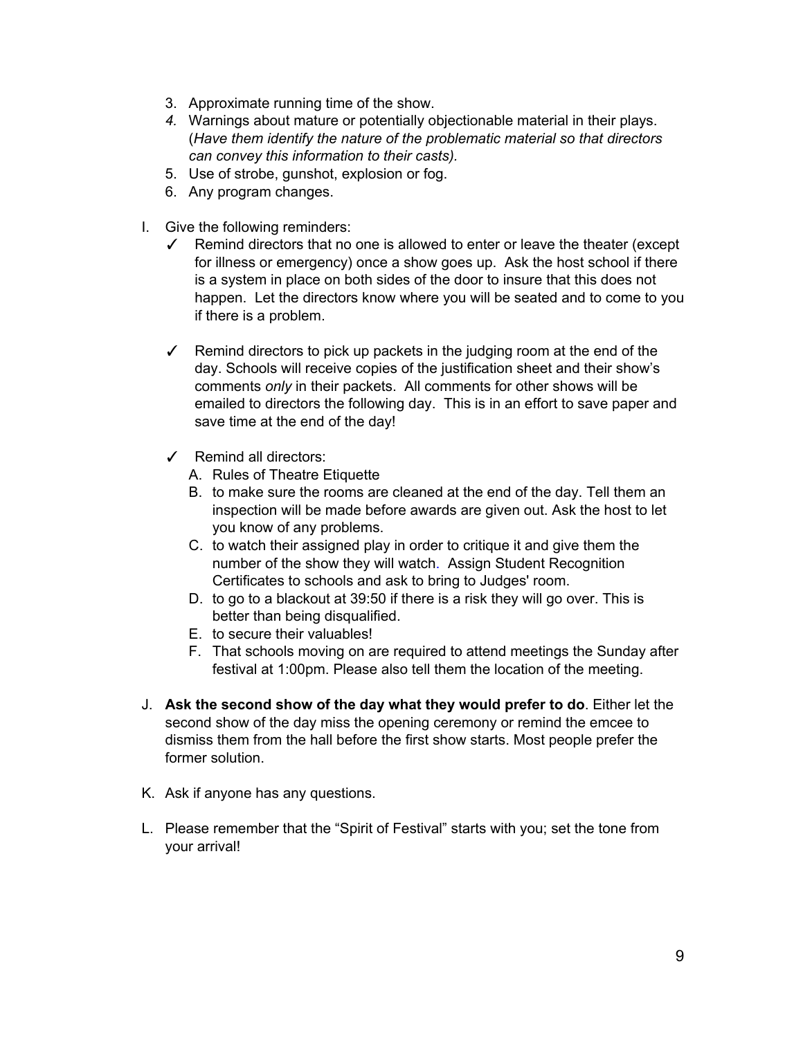3. Approximate running time of the show.
*4.* Warnings about mature or potentially objectionable material in their plays. (*Have them identify the nature of the problematic material so that directors can convey this information to their casts).*
5. Use of strobe, gunshot, explosion or fog.
6. Any program changes.

I. Give the following reminders:

✓ Remind directors that no one is allowed to enter or leave the theater (except for illness or emergency) once a show goes up. Ask the host school if there is a system in place on both sides of the door to insure that this does not happen. Let the directors know where you will be seated and to come to you if there is a problem.

✓ Remind directors to pick up packets in the judging room at the end of the day. Schools will receive copies of the justification sheet and their show's comments *only* in their packets. All comments for other shows will be emailed to directors the following day. This is in an effort to save paper and save time at the end of the day!

✓ Remind all directors:

A. Rules of Theatre Etiquette
B. to make sure the rooms are cleaned at the end of the day. Tell them an inspection will be made before awards are given out. Ask the host to let you know of any problems.
C. to watch their assigned play in order to critique it and give them the number of the show they will watch. Assign Student Recognition Certificates to schools and ask to bring to Judges' room.
D. to go to a blackout at 39:50 if there is a risk they will go over. This is better than being disqualified.
E. to secure their valuables!
F. That schools moving on are required to attend meetings the Sunday after festival at 1:00pm. Please also tell them the location of the meeting.

J. **Ask the second show of the day what they would prefer to do**. Either let the second show of the day miss the opening ceremony or remind the emcee to dismiss them from the hall before the first show starts. Most people prefer the former solution.

K. Ask if anyone has any questions.

L. Please remember that the "Spirit of Festival" starts with you; set the tone from your arrival!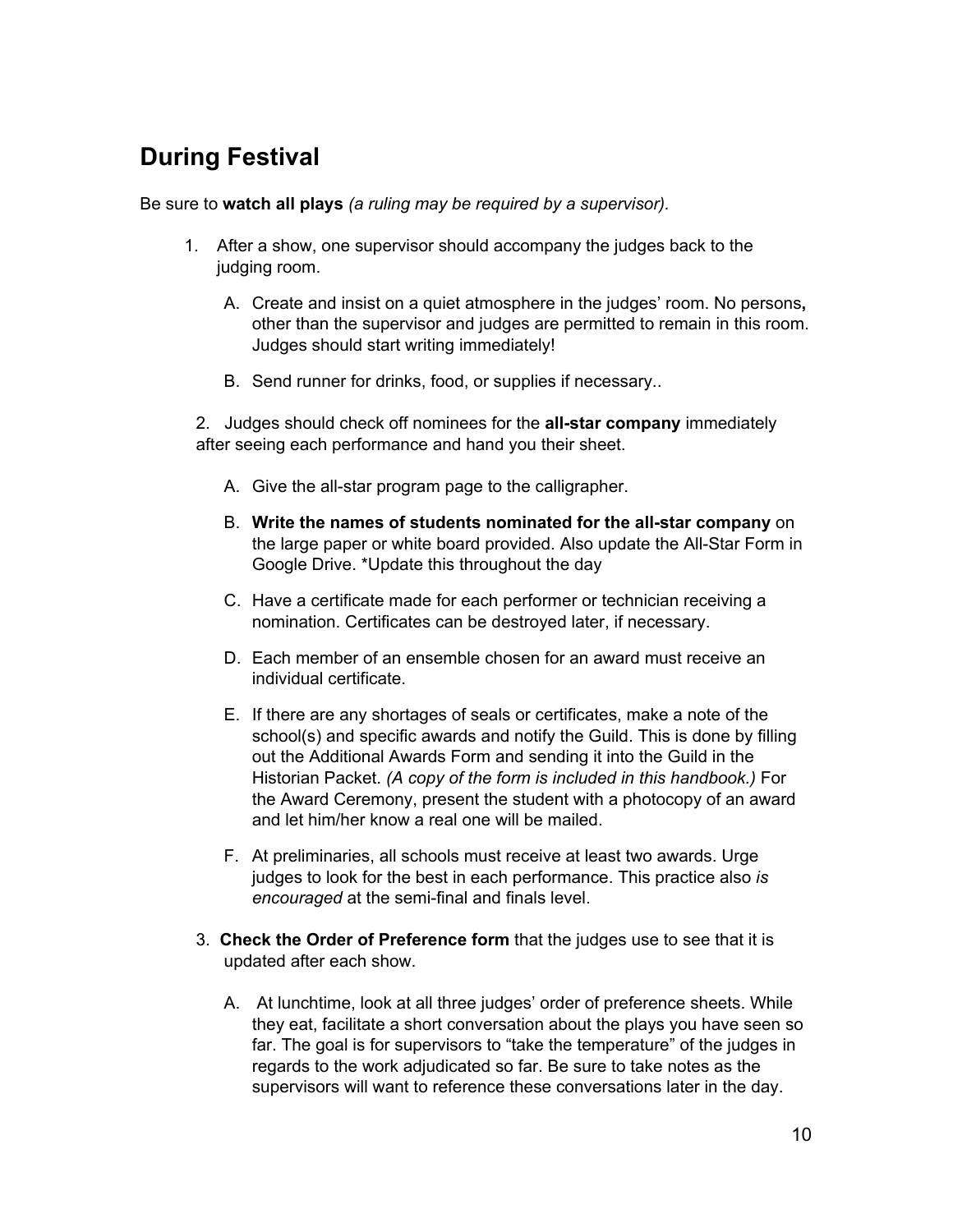## During Festival

Be sure to **watch all plays** *(a ruling may be required by a supervisor).*

1. After a show, one supervisor should accompany the judges back to the judging room.

   A. Create and insist on a quiet atmosphere in the judges' room. No persons**,** other than the supervisor and judges are permitted to remain in this room. Judges should start writing immediately!

   B. Send runner for drinks, food, or supplies if necessary..

2. Judges should check off nominees for the **all-star company** immediately after seeing each performance and hand you their sheet.

   A. Give the all-star program page to the calligrapher.

   B. **Write the names of students nominated for the all-star company** on the large paper or white board provided. Also update the All-Star Form in Google Drive. *Update this throughout the day

   C. Have a certificate made for each performer or technician receiving a nomination. Certificates can be destroyed later, if necessary.

   D. Each member of an ensemble chosen for an award must receive an individual certificate.

   E. If there are any shortages of seals or certificates, make a note of the school(s) and specific awards and notify the Guild. This is done by filling out the Additional Awards Form and sending it into the Guild in the Historian Packet. *(A copy of the form is included in this handbook.)* For the Award Ceremony, present the student with a photocopy of an award and let him/her know a real one will be mailed.

   F. At preliminaries, all schools must receive at least two awards. Urge judges to look for the best in each performance. This practice also *is encouraged* at the semi-final and finals level.

3. **Check the Order of Preference form** that the judges use to see that it is updated after each show.

   A. At lunchtime, look at all three judges' order of preference sheets. While they eat, facilitate a short conversation about the plays you have seen so far. The goal is for supervisors to "take the temperature" of the judges in regards to the work adjudicated so far. Be sure to take notes as the supervisors will want to reference these conversations later in the day.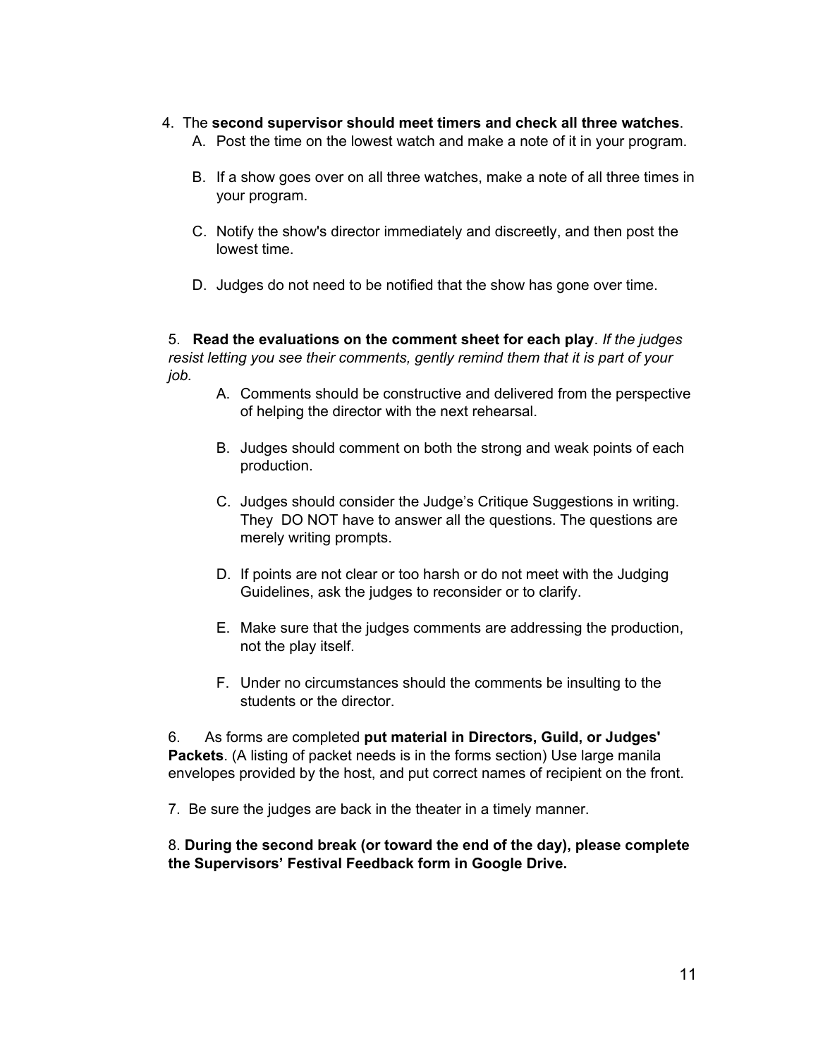4. The **second supervisor should meet timers and check all three watches**.
   - A. Post the time on the lowest watch and make a note of it in your program.
   - B. If a show goes over on all three watches, make a note of all three times in your program.
   - C. Notify the show's director immediately and discreetly, and then post the lowest time.
   - D. Judges do not need to be notified that the show has gone over time.

5. **Read the evaluations on the comment sheet for each play**. *If the judges resist letting you see their comments, gently remind them that it is part of your job.*
   - A. Comments should be constructive and delivered from the perspective of helping the director with the next rehearsal.
   - B. Judges should comment on both the strong and weak points of each production.
   - C. Judges should consider the Judge's Critique Suggestions in writing. They DO NOT have to answer all the questions. The questions are merely writing prompts.
   - D. If points are not clear or too harsh or do not meet with the Judging Guidelines, ask the judges to reconsider or to clarify.
   - E. Make sure that the judges comments are addressing the production, not the play itself.
   - F. Under no circumstances should the comments be insulting to the students or the director.

6. As forms are completed **put material in Directors, Guild, or Judges' Packets**. (A listing of packet needs is in the forms section) Use large manila envelopes provided by the host, and put correct names of recipient on the front.

7. Be sure the judges are back in the theater in a timely manner.

8. **During the second break (or toward the end of the day), please complete the Supervisors' Festival Feedback form in Google Drive.**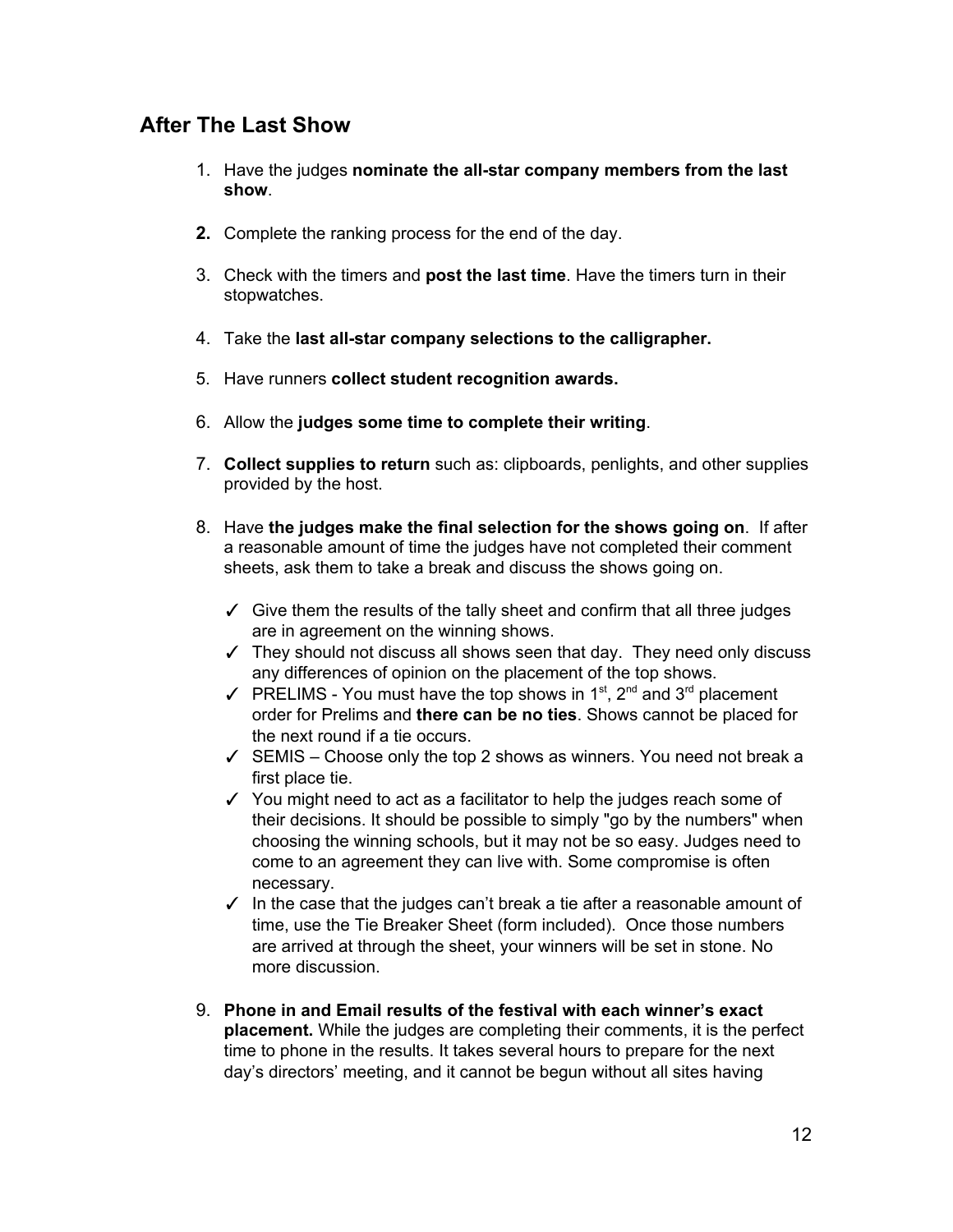## After The Last Show

1. Have the judges **nominate the all-star company members from the last show**.

2. Complete the ranking process for the end of the day.

3. Check with the timers and **post the last time**. Have the timers turn in their stopwatches.

4. Take the **last all-star company selections to the calligrapher.**

5. Have runners **collect student recognition awards.**

6. Allow the **judges some time to complete their writing**.

7. **Collect supplies to return** such as: clipboards, penlights, and other supplies provided by the host.

8. Have **the judges make the final selection for the shows going on**. If after a reasonable amount of time the judges have not completed their comment sheets, ask them to take a break and discuss the shows going on.

   - ✓ Give them the results of the tally sheet and confirm that all three judges are in agreement on the winning shows.
   - ✓ They should not discuss all shows seen that day. They need only discuss any differences of opinion on the placement of the top shows.
   - ✓ PRELIMS - You must have the top shows in 1st, 2nd and 3rd placement order for Prelims and **there can be no ties**. Shows cannot be placed for the next round if a tie occurs.
   - ✓ SEMIS – Choose only the top 2 shows as winners. You need not break a first place tie.
   - ✓ You might need to act as a facilitator to help the judges reach some of their decisions. It should be possible to simply "go by the numbers" when choosing the winning schools, but it may not be so easy. Judges need to come to an agreement they can live with. Some compromise is often necessary.
   - ✓ In the case that the judges can't break a tie after a reasonable amount of time, use the Tie Breaker Sheet (form included). Once those numbers are arrived at through the sheet, your winners will be set in stone. No more discussion.

9. **Phone in and Email results of the festival with each winner's exact placement.** While the judges are completing their comments, it is the perfect time to phone in the results. It takes several hours to prepare for the next day's directors' meeting, and it cannot be begun without all sites having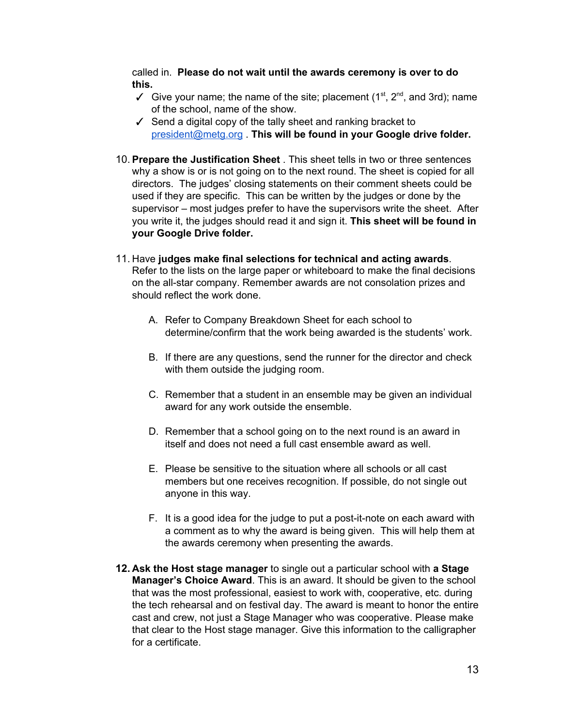called in. **Please do not wait until the awards ceremony is over to do this.**

- ✓ Give your name; the name of the site; placement (1st, 2nd, and 3rd); name of the school, name of the show.
- ✓ Send a digital copy of the tally sheet and ranking bracket to president@metg.org . **This will be found in your Google drive folder.**

10. **Prepare the Justification Sheet** . This sheet tells in two or three sentences why a show is or is not going on to the next round. The sheet is copied for all directors. The judges' closing statements on their comment sheets could be used if they are specific. This can be written by the judges or done by the supervisor – most judges prefer to have the supervisors write the sheet. After you write it, the judges should read it and sign it. **This sheet will be found in your Google Drive folder.**

11. Have **judges make final selections for technical and acting awards**. Refer to the lists on the large paper or whiteboard to make the final decisions on the all-star company. Remember awards are not consolation prizes and should reflect the work done.

    A. Refer to Company Breakdown Sheet for each school to determine/confirm that the work being awarded is the students' work.

    B. If there are any questions, send the runner for the director and check with them outside the judging room.

    C. Remember that a student in an ensemble may be given an individual award for any work outside the ensemble.

    D. Remember that a school going on to the next round is an award in itself and does not need a full cast ensemble award as well.

    E. Please be sensitive to the situation where all schools or all cast members but one receives recognition. If possible, do not single out anyone in this way.

    F. It is a good idea for the judge to put a post-it-note on each award with a comment as to why the award is being given. This will help them at the awards ceremony when presenting the awards.

12. **Ask the Host stage manager** to single out a particular school with **a Stage Manager's Choice Award**. This is an award. It should be given to the school that was the most professional, easiest to work with, cooperative, etc. during the tech rehearsal and on festival day. The award is meant to honor the entire cast and crew, not just a Stage Manager who was cooperative. Please make that clear to the Host stage manager. Give this information to the calligrapher for a certificate.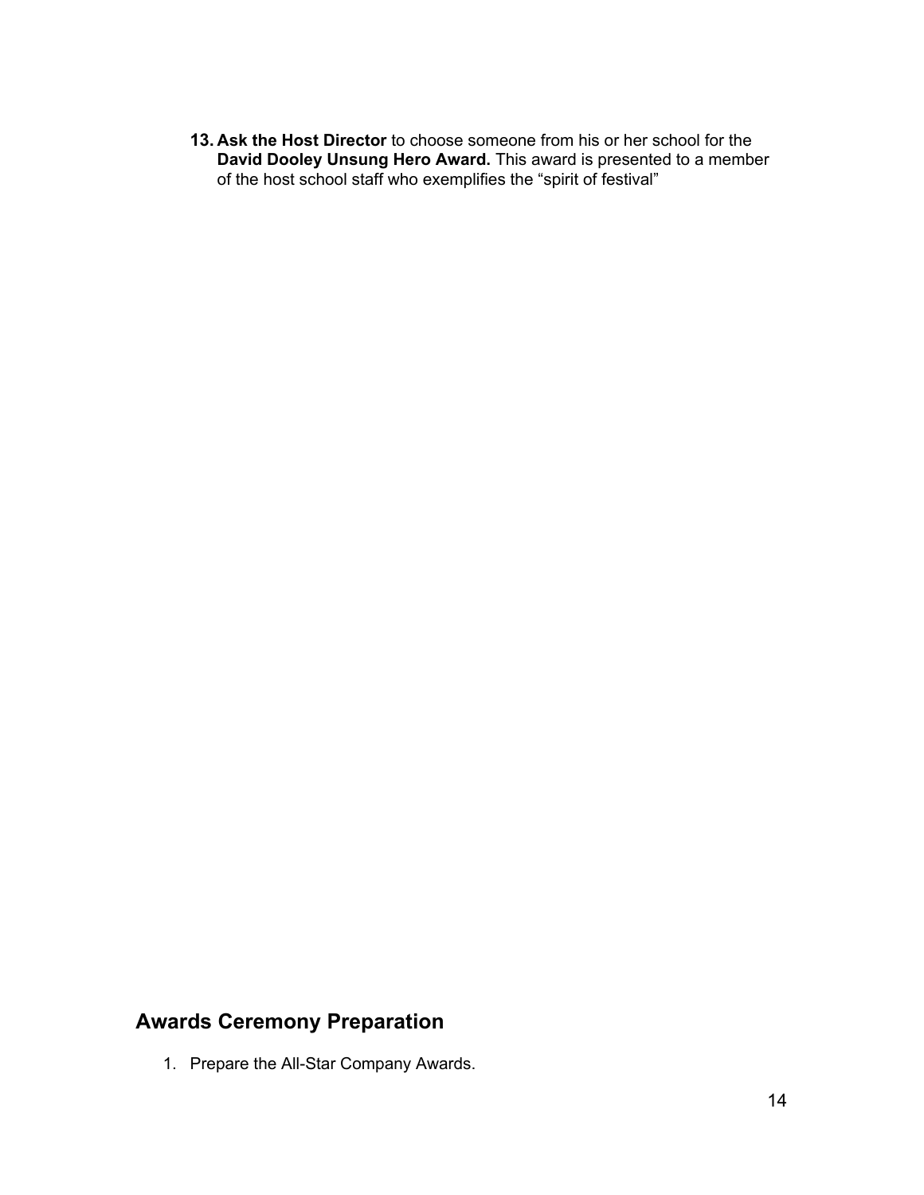13. **Ask the Host Director** to choose someone from his or her school for the **David Dooley Unsung Hero Award.** This award is presented to a member of the host school staff who exemplifies the "spirit of festival"

## Awards Ceremony Preparation

1. Prepare the All-Star Company Awards.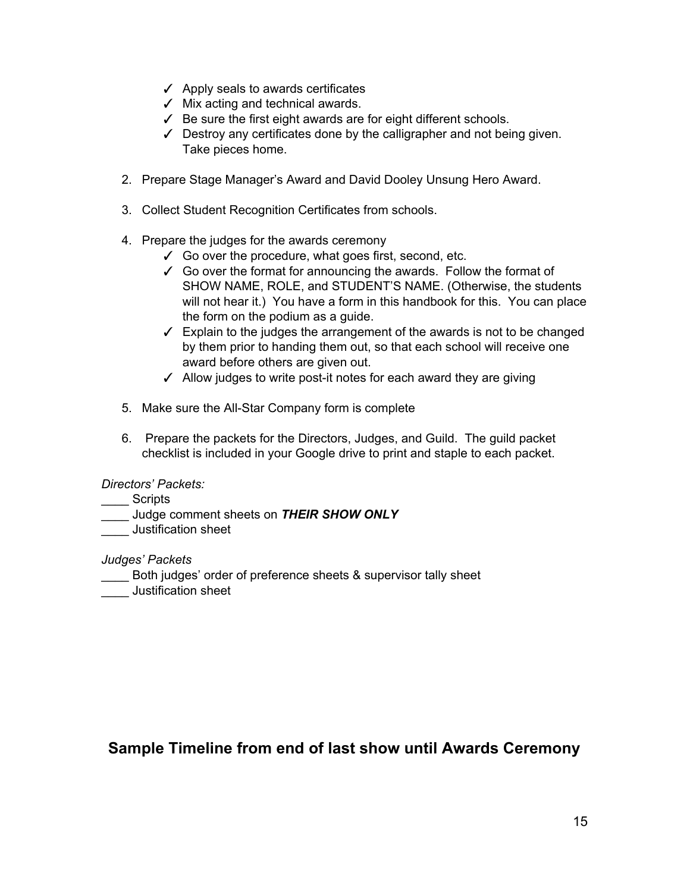- ✓ Apply seals to awards certificates
- ✓ Mix acting and technical awards.
- ✓ Be sure the first eight awards are for eight different schools.
- ✓ Destroy any certificates done by the calligrapher and not being given. Take pieces home.

2. Prepare Stage Manager's Award and David Dooley Unsung Hero Award.

3. Collect Student Recognition Certificates from schools.

4. Prepare the judges for the awards ceremony
   - ✓ Go over the procedure, what goes first, second, etc.
   - ✓ Go over the format for announcing the awards. Follow the format of SHOW NAME, ROLE, and STUDENT'S NAME. (Otherwise, the students will not hear it.) You have a form in this handbook for this. You can place the form on the podium as a guide.
   - ✓ Explain to the judges the arrangement of the awards is not to be changed by them prior to handing them out, so that each school will receive one award before others are given out.
   - ✓ Allow judges to write post-it notes for each award they are giving

5. Make sure the All-Star Company form is complete

6. Prepare the packets for the Directors, Judges, and Guild. The guild packet checklist is included in your Google drive to print and staple to each packet.

*Directors' Packets:*

____ Scripts
____ Judge comment sheets on ***THEIR SHOW ONLY***
____ Justification sheet

*Judges' Packets*

____ Both judges' order of preference sheets & supervisor tally sheet
____ Justification sheet

## Sample Timeline from end of last show until Awards Ceremony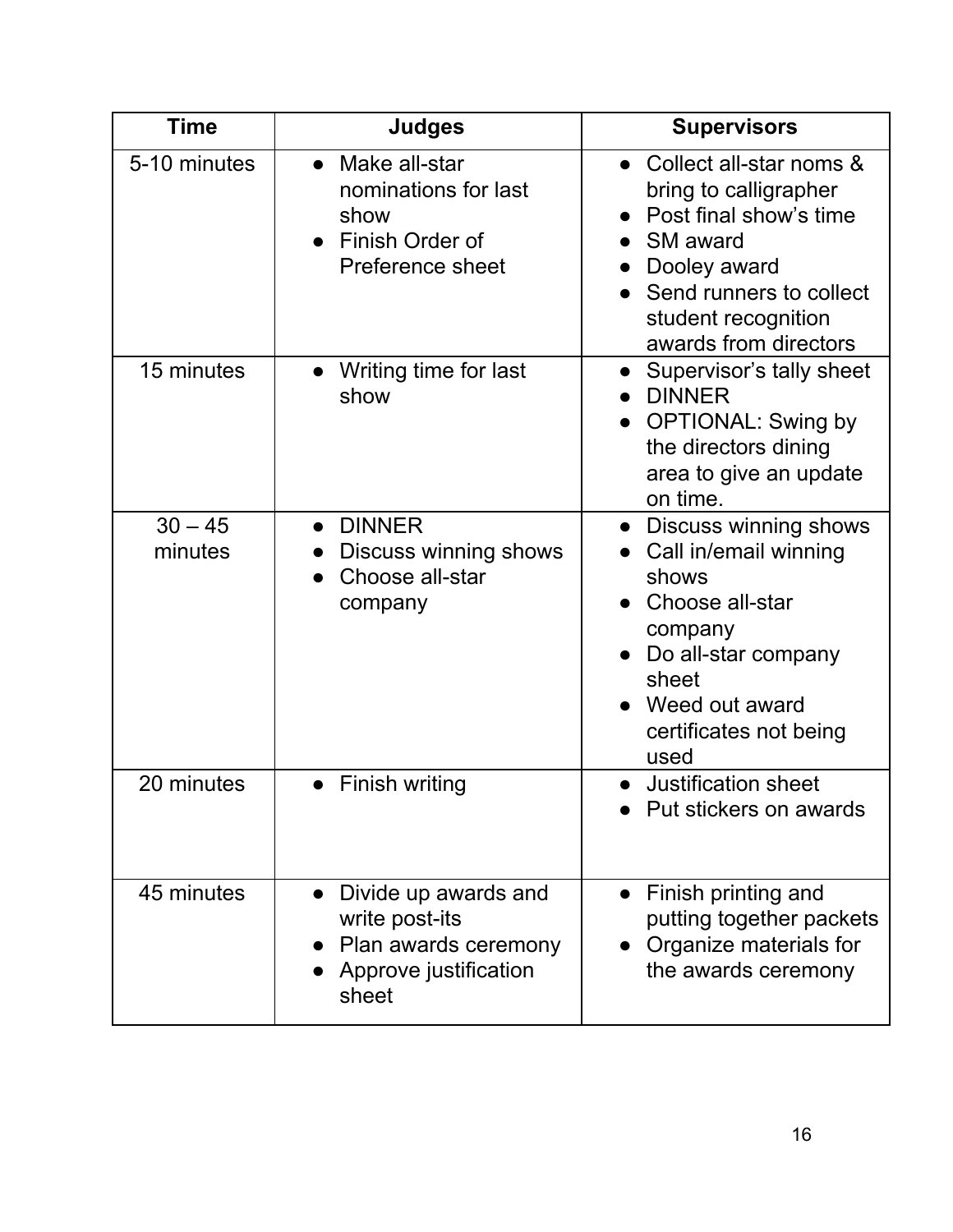| Time | Judges | Supervisors |
| --- | --- | --- |
| 5-10 minutes | • Make all-star nominations for last show<br>• Finish Order of Preference sheet | • Collect all-star noms & bring to calligrapher<br>• Post final show's time<br>• SM award<br>• Dooley award<br>• Send runners to collect student recognition awards from directors |
| 15 minutes | • Writing time for last show | • Supervisor's tally sheet<br>• DINNER<br>• OPTIONAL: Swing by the directors dining area to give an update on time. |
| 30 – 45 minutes | • DINNER<br>• Discuss winning shows<br>• Choose all-star company | • Discuss winning shows<br>• Call in/email winning shows<br>• Choose all-star company<br>• Do all-star company sheet<br>• Weed out award certificates not being used |
| 20 minutes | • Finish writing | • Justification sheet<br>• Put stickers on awards |
| 45 minutes | • Divide up awards and write post-its<br>• Plan awards ceremony<br>• Approve justification sheet | • Finish printing and putting together packets<br>• Organize materials for the awards ceremony |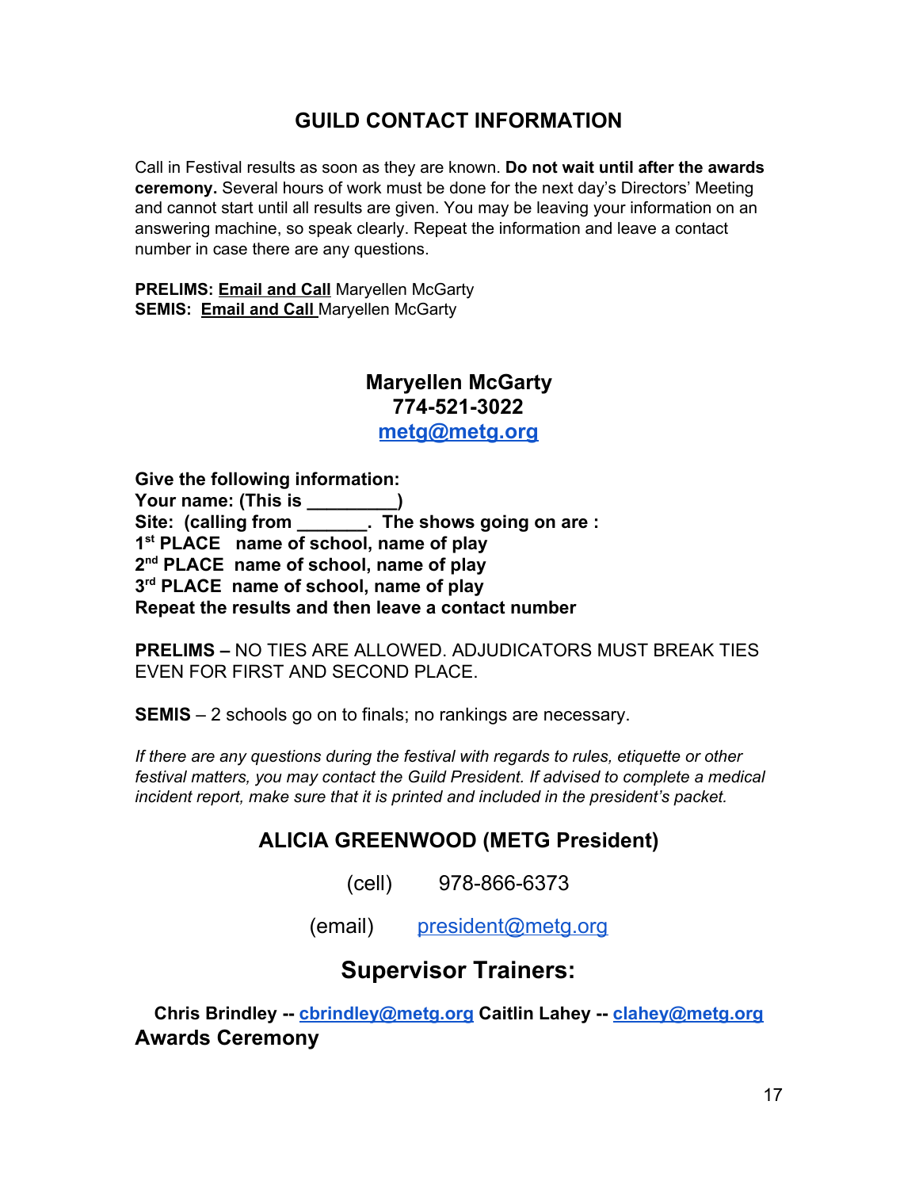# GUILD CONTACT INFORMATION

Call in Festival results as soon as they are known. **Do not wait until after the awards ceremony.** Several hours of work must be done for the next day's Directors' Meeting and cannot start until all results are given. You may be leaving your information on an answering machine, so speak clearly. Repeat the information and leave a contact number in case there are any questions.

**PRELIMS:** **Email and Call** Maryellen McGarty
**SEMIS:** **Email and Call** Maryellen McGarty

**Maryellen McGarty**
**774-521-3022**
**metg@metg.org**

**Give the following information:**
**Your name: (This is _________)**
**Site: (calling from _______. The shows going on are :**
**1st PLACE name of school, name of play**
**2nd PLACE name of school, name of play**
**3rd PLACE name of school, name of play**
**Repeat the results and then leave a contact number**

**PRELIMS –** NO TIES ARE ALLOWED. ADJUDICATORS MUST BREAK TIES EVEN FOR FIRST AND SECOND PLACE.

**SEMIS** – 2 schools go on to finals; no rankings are necessary.

*If there are any questions during the festival with regards to rules, etiquette or other festival matters, you may contact the Guild President. If advised to complete a medical incident report, make sure that it is printed and included in the president's packet.*

## ALICIA GREENWOOD (METG President)

(cell) 978-866-6373

(email) president@metg.org

## Supervisor Trainers:

**Chris Brindley -- cbrindley@metg.org** **Caitlin Lahey -- clahey@metg.org**

**Awards Ceremony**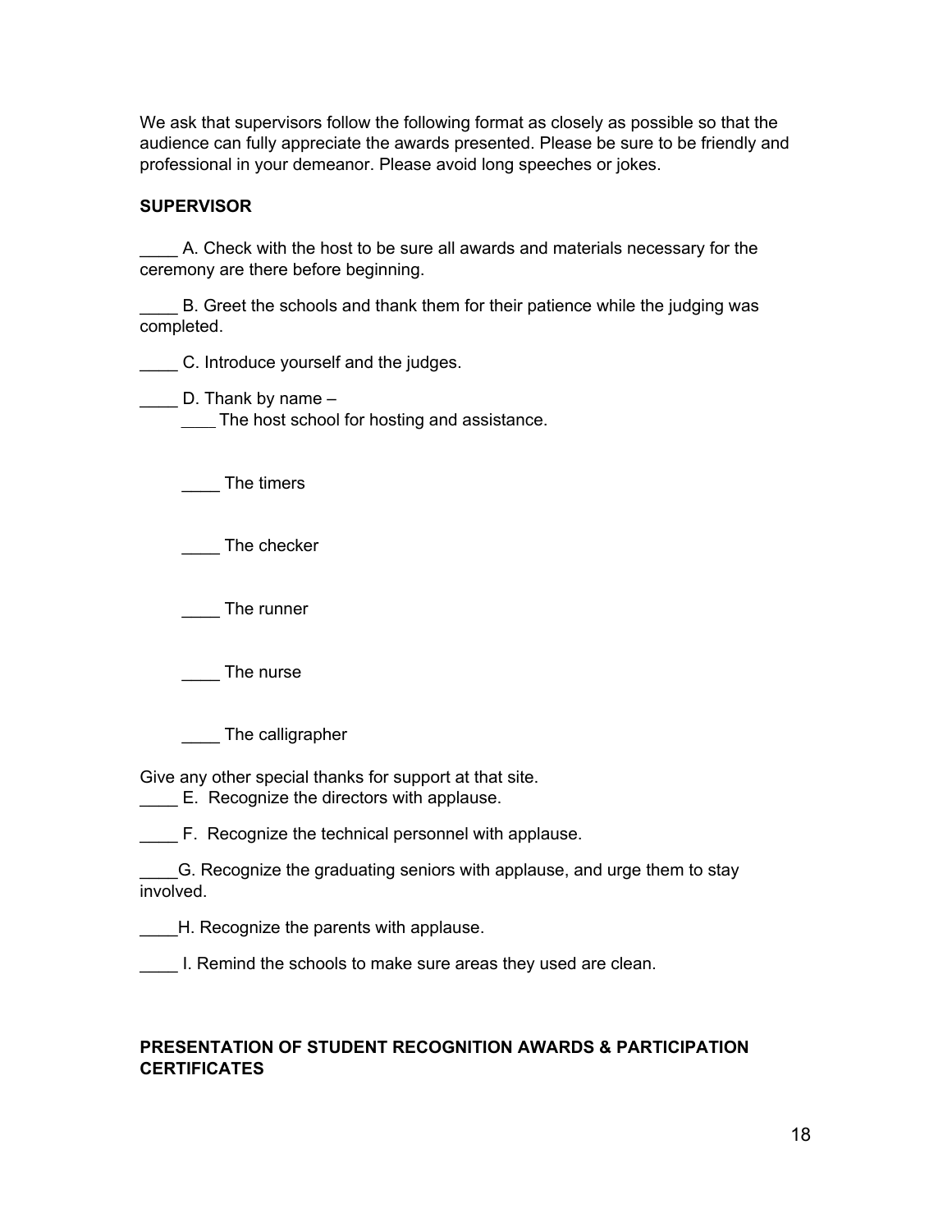We ask that supervisors follow the following format as closely as possible so that the audience can fully appreciate the awards presented. Please be sure to be friendly and professional in your demeanor. Please avoid long speeches or jokes.

**SUPERVISOR**

____ A. Check with the host to be sure all awards and materials necessary for the ceremony are there before beginning.

____ B. Greet the schools and thank them for their patience while the judging was completed.

____ C. Introduce yourself and the judges.

____ D. Thank by name –

    ____ The host school for hosting and assistance.

    ____ The timers

    ____ The checker

    ____ The runner

    ____ The nurse

    ____ The calligrapher

Give any other special thanks for support at that site.

____ E. Recognize the directors with applause.

____ F. Recognize the technical personnel with applause.

____G. Recognize the graduating seniors with applause, and urge them to stay involved.

____H. Recognize the parents with applause.

____ I. Remind the schools to make sure areas they used are clean.

**PRESENTATION OF STUDENT RECOGNITION AWARDS & PARTICIPATION CERTIFICATES**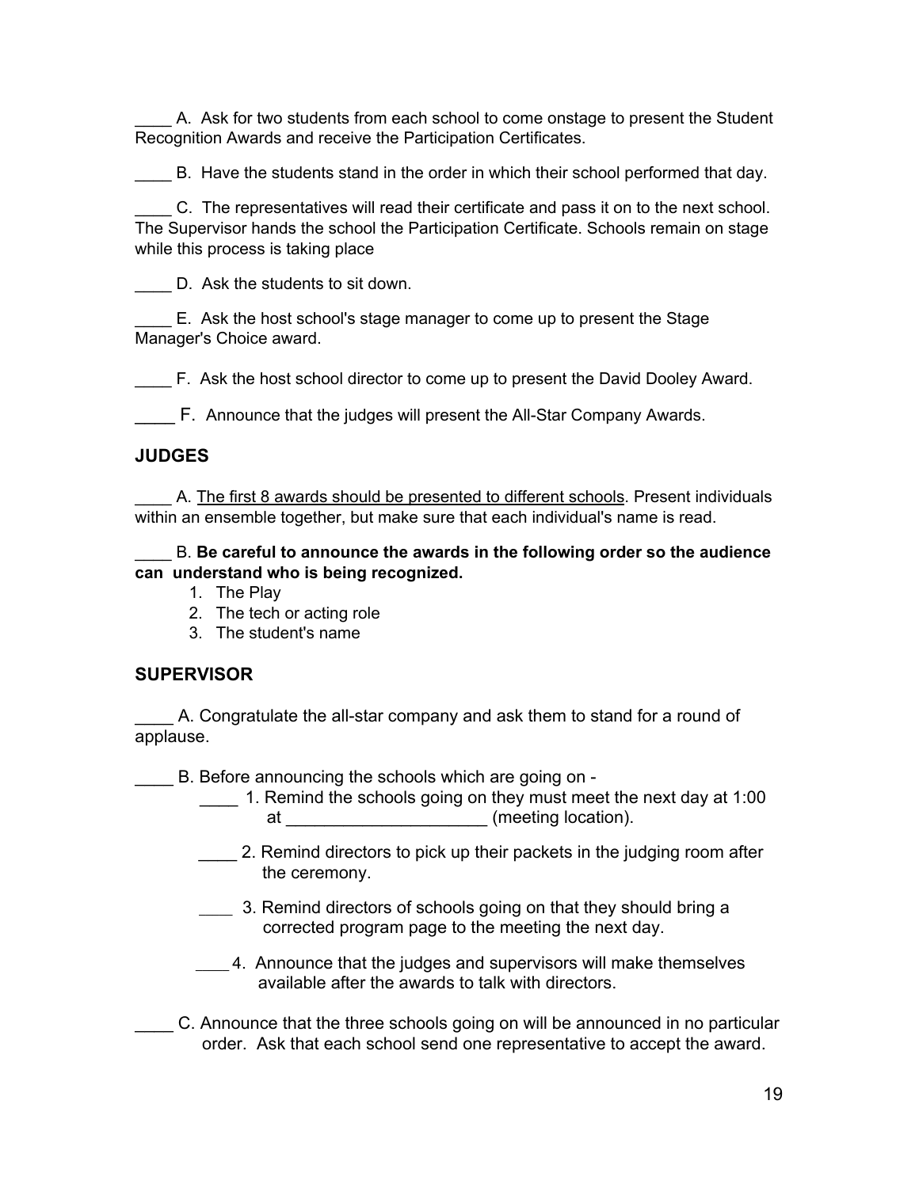____ A. Ask for two students from each school to come onstage to present the Student Recognition Awards and receive the Participation Certificates.

____ B. Have the students stand in the order in which their school performed that day.

____ C. The representatives will read their certificate and pass it on to the next school. The Supervisor hands the school the Participation Certificate. Schools remain on stage while this process is taking place

____ D. Ask the students to sit down.

____ E. Ask the host school's stage manager to come up to present the Stage Manager's Choice award.

____ F. Ask the host school director to come up to present the David Dooley Award.

____ F. Announce that the judges will present the All-Star Company Awards.

## JUDGES

____ A. <u>The first 8 awards should be presented to different schools</u>. Present individuals within an ensemble together, but make sure that each individual's name is read.

____ B. **Be careful to announce the awards in the following order so the audience can understand who is being recognized.**

1. The Play
2. The tech or acting role
3. The student's name

## SUPERVISOR

____ A. Congratulate the all-star company and ask them to stand for a round of applause.

____ B. Before announcing the schools which are going on -

- ____ 1. Remind the schools going on they must meet the next day at 1:00 at ____________________ (meeting location).
- ____ 2. Remind directors to pick up their packets in the judging room after the ceremony.
- ____ 3. Remind directors of schools going on that they should bring a corrected program page to the meeting the next day.
- ____ 4. Announce that the judges and supervisors will make themselves available after the awards to talk with directors.

____ C. Announce that the three schools going on will be announced in no particular order. Ask that each school send one representative to accept the award.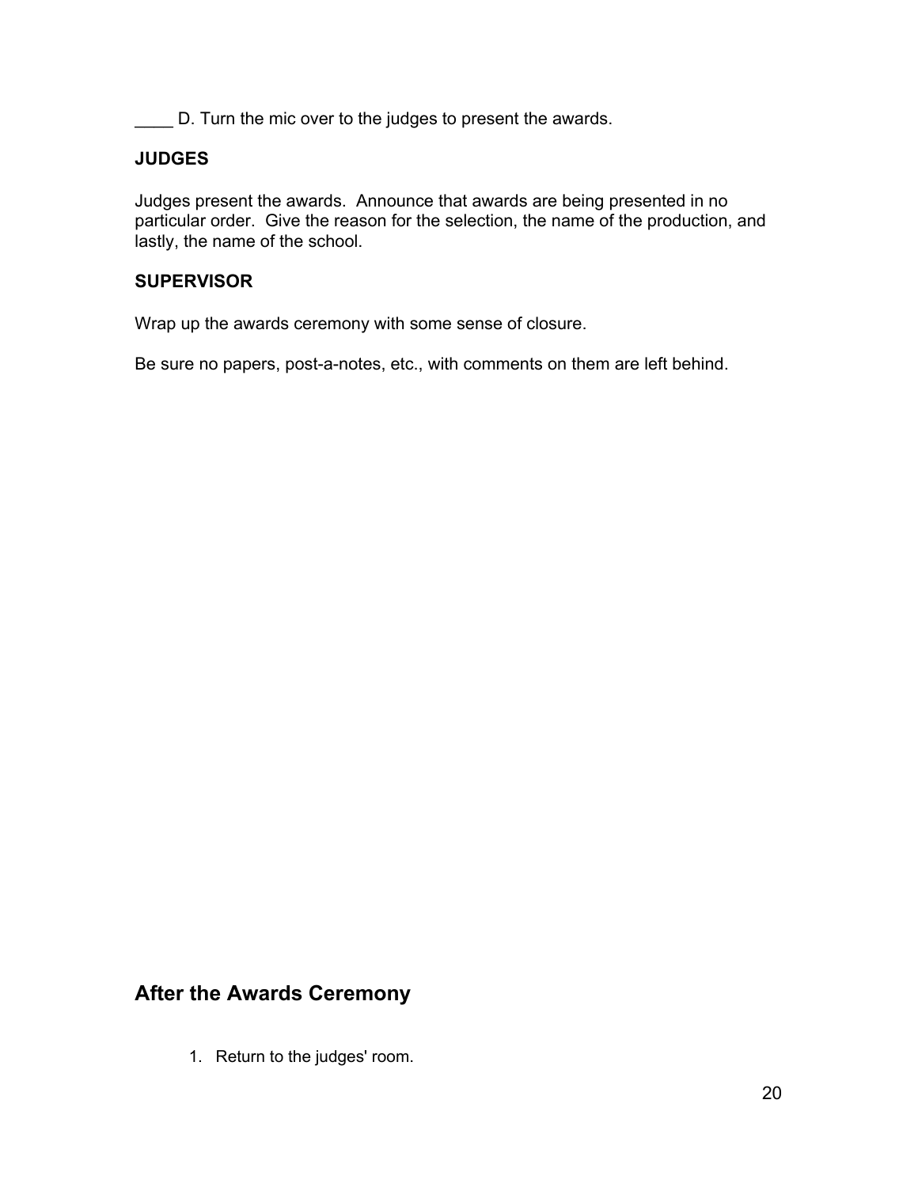____ D. Turn the mic over to the judges to present the awards.

**JUDGES**

Judges present the awards. Announce that awards are being presented in no particular order. Give the reason for the selection, the name of the production, and lastly, the name of the school.

**SUPERVISOR**

Wrap up the awards ceremony with some sense of closure.

Be sure no papers, post-a-notes, etc., with comments on them are left behind.

## After the Awards Ceremony

1. Return to the judges' room.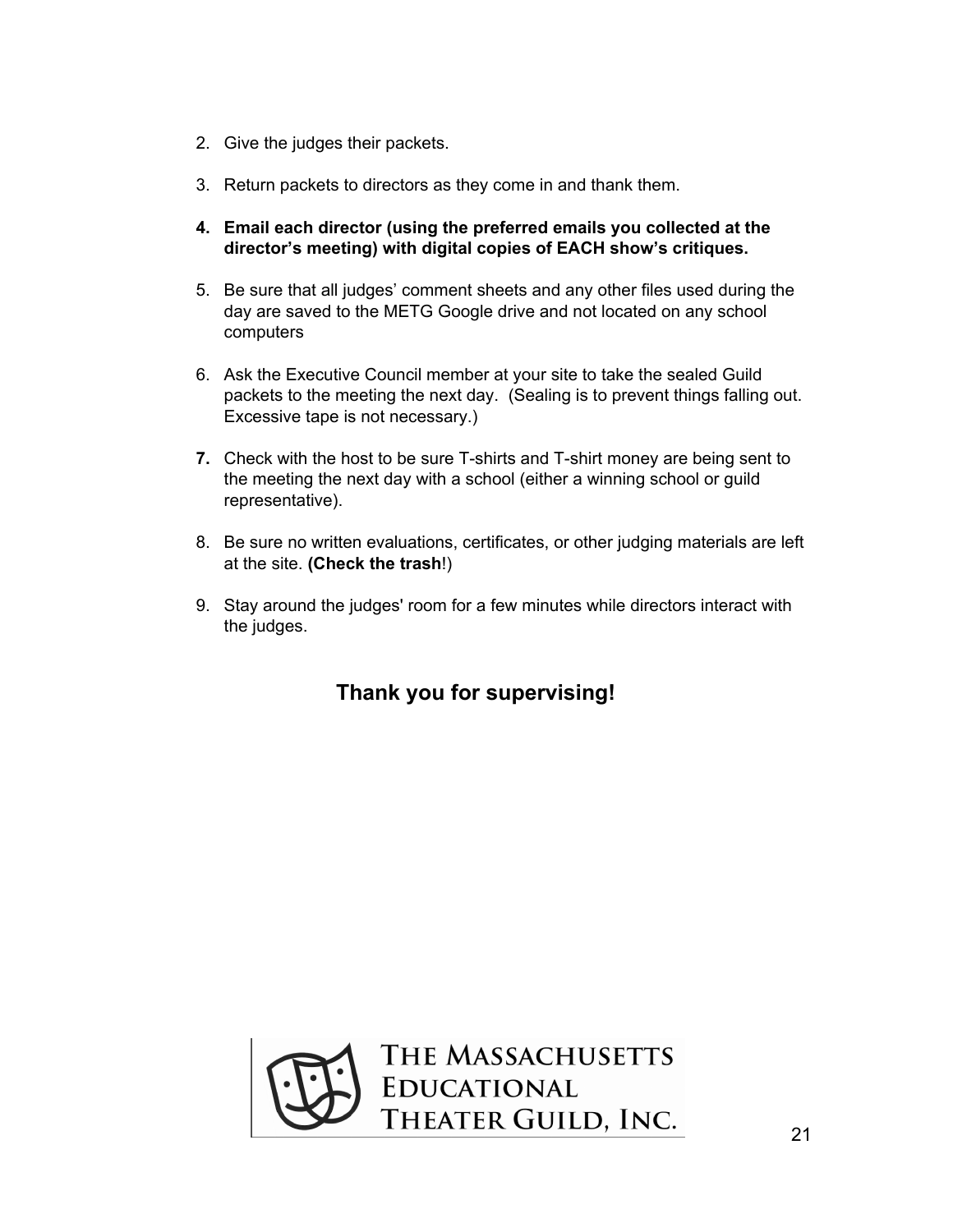2. Give the judges their packets.

3. Return packets to directors as they come in and thank them.

4. **Email each director (using the preferred emails you collected at the director's meeting) with digital copies of EACH show's critiques.**

5. Be sure that all judges' comment sheets and any other files used during the day are saved to the METG Google drive and not located on any school computers

6. Ask the Executive Council member at your site to take the sealed Guild packets to the meeting the next day. (Sealing is to prevent things falling out. Excessive tape is not necessary.)

7. Check with the host to be sure T-shirts and T-shirt money are being sent to the meeting the next day with a school (either a winning school or guild representative).

8. Be sure no written evaluations, certificates, or other judging materials are left at the site. **(Check the trash**!)

9. Stay around the judges' room for a few minutes while directors interact with the judges.

## Thank you for supervising!

THE MASSACHUSETTS EDUCATIONAL THEATER GUILD, INC.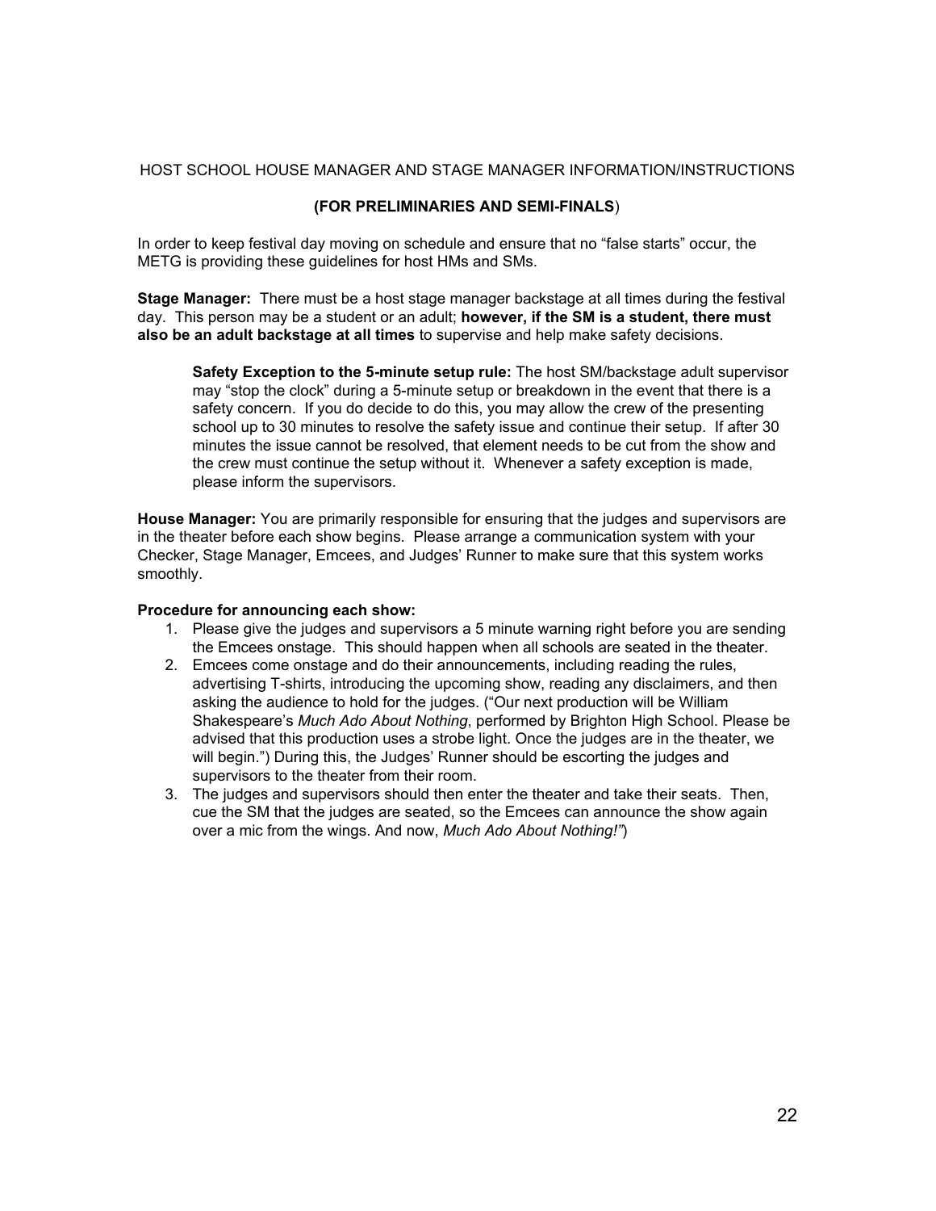HOST SCHOOL HOUSE MANAGER AND STAGE MANAGER INFORMATION/INSTRUCTIONS

**(FOR PRELIMINARIES AND SEMI-FINALS**)

In order to keep festival day moving on schedule and ensure that no "false starts" occur, the METG is providing these guidelines for host HMs and SMs.

**Stage Manager:** There must be a host stage manager backstage at all times during the festival day. This person may be a student or an adult; **however, if the SM is a student, there must also be an adult backstage at all times** to supervise and help make safety decisions.

> **Safety Exception to the 5-minute setup rule:** The host SM/backstage adult supervisor may "stop the clock" during a 5-minute setup or breakdown in the event that there is a safety concern. If you do decide to do this, you may allow the crew of the presenting school up to 30 minutes to resolve the safety issue and continue their setup. If after 30 minutes the issue cannot be resolved, that element needs to be cut from the show and the crew must continue the setup without it. Whenever a safety exception is made, please inform the supervisors.

**House Manager:** You are primarily responsible for ensuring that the judges and supervisors are in the theater before each show begins. Please arrange a communication system with your Checker, Stage Manager, Emcees, and Judges' Runner to make sure that this system works smoothly.

**Procedure for announcing each show:**

1. Please give the judges and supervisors a 5 minute warning right before you are sending the Emcees onstage. This should happen when all schools are seated in the theater.
2. Emcees come onstage and do their announcements, including reading the rules, advertising T-shirts, introducing the upcoming show, reading any disclaimers, and then asking the audience to hold for the judges. ("Our next production will be William Shakespeare's *Much Ado About Nothing*, performed by Brighton High School. Please be advised that this production uses a strobe light. Once the judges are in the theater, we will begin.") During this, the Judges' Runner should be escorting the judges and supervisors to the theater from their room.
3. The judges and supervisors should then enter the theater and take their seats. Then, cue the SM that the judges are seated, so the Emcees can announce the show again over a mic from the wings. And now, *Much Ado About Nothing!"*)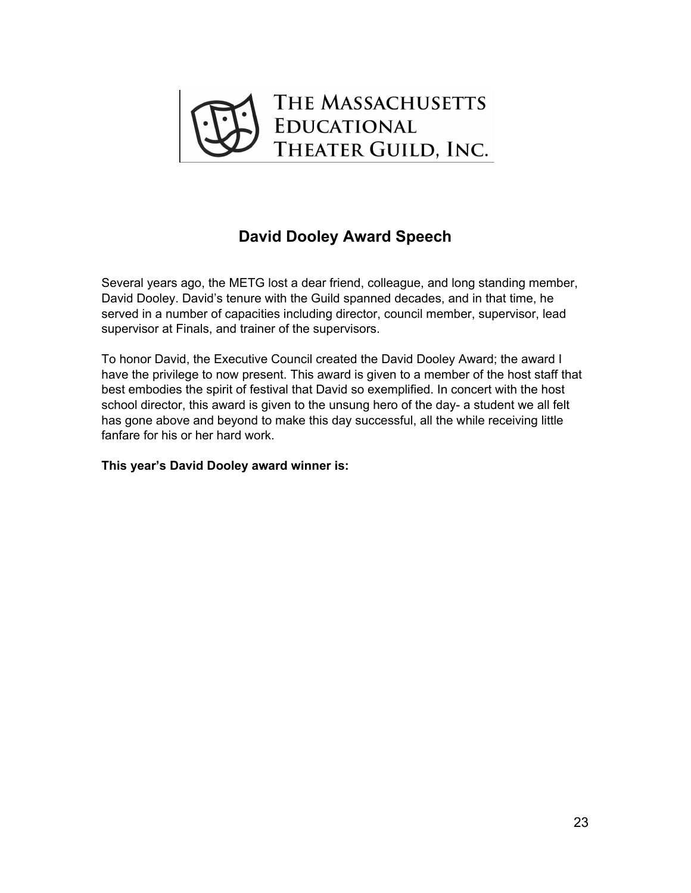THE MASSACHUSETTS EDUCATIONAL THEATER GUILD, INC.

## David Dooley Award Speech

Several years ago, the METG lost a dear friend, colleague, and long standing member, David Dooley. David's tenure with the Guild spanned decades, and in that time, he served in a number of capacities including director, council member, supervisor, lead supervisor at Finals, and trainer of the supervisors.

To honor David, the Executive Council created the David Dooley Award; the award I have the privilege to now present. This award is given to a member of the host staff that best embodies the spirit of festival that David so exemplified. In concert with the host school director, this award is given to the unsung hero of the day- a student we all felt has gone above and beyond to make this day successful, all the while receiving little fanfare for his or her hard work.

**This year's David Dooley award winner is:**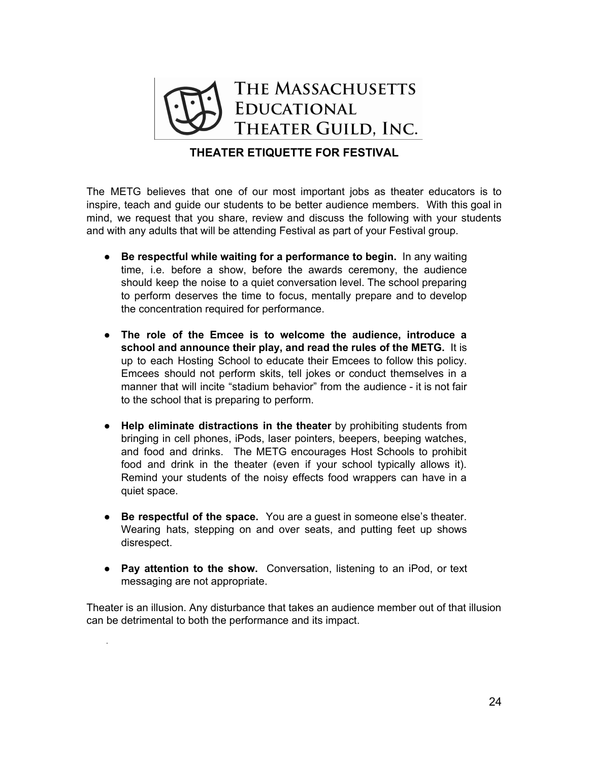THE MASSACHUSETTS EDUCATIONAL THEATER GUILD, INC.

## THEATER ETIQUETTE FOR FESTIVAL

The METG believes that one of our most important jobs as theater educators is to inspire, teach and guide our students to be better audience members. With this goal in mind, we request that you share, review and discuss the following with your students and with any adults that will be attending Festival as part of your Festival group.

- **Be respectful while waiting for a performance to begin.** In any waiting time, i.e. before a show, before the awards ceremony, the audience should keep the noise to a quiet conversation level. The school preparing to perform deserves the time to focus, mentally prepare and to develop the concentration required for performance.

- **The role of the Emcee is to welcome the audience, introduce a school and announce their play, and read the rules of the METG.** It is up to each Hosting School to educate their Emcees to follow this policy. Emcees should not perform skits, tell jokes or conduct themselves in a manner that will incite "stadium behavior" from the audience - it is not fair to the school that is preparing to perform.

- **Help eliminate distractions in the theater** by prohibiting students from bringing in cell phones, iPods, laser pointers, beepers, beeping watches, and food and drinks. The METG encourages Host Schools to prohibit food and drink in the theater (even if your school typically allows it). Remind your students of the noisy effects food wrappers can have in a quiet space.

- **Be respectful of the space.** You are a guest in someone else's theater. Wearing hats, stepping on and over seats, and putting feet up shows disrespect.

- **Pay attention to the show.** Conversation, listening to an iPod, or text messaging are not appropriate.

Theater is an illusion. Any disturbance that takes an audience member out of that illusion can be detrimental to both the performance and its impact.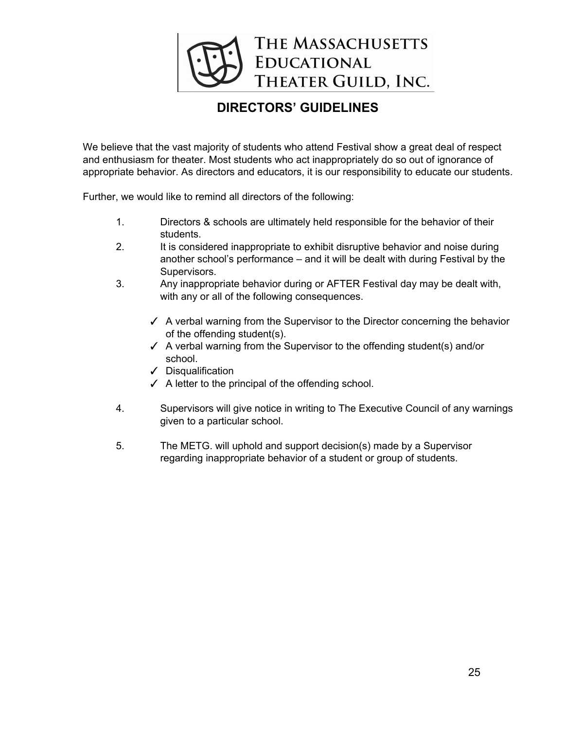THE MASSACHUSETTS EDUCATIONAL THEATER GUILD, INC.

# DIRECTORS' GUIDELINES

We believe that the vast majority of students who attend Festival show a great deal of respect and enthusiasm for theater. Most students who act inappropriately do so out of ignorance of appropriate behavior. As directors and educators, it is our responsibility to educate our students.

Further, we would like to remind all directors of the following:

1. Directors & schools are ultimately held responsible for the behavior of their students.
2. It is considered inappropriate to exhibit disruptive behavior and noise during another school's performance – and it will be dealt with during Festival by the Supervisors.
3. Any inappropriate behavior during or AFTER Festival day may be dealt with, with any or all of the following consequences.

   - ✓ A verbal warning from the Supervisor to the Director concerning the behavior of the offending student(s).
   - ✓ A verbal warning from the Supervisor to the offending student(s) and/or school.
   - ✓ Disqualification
   - ✓ A letter to the principal of the offending school.

4. Supervisors will give notice in writing to The Executive Council of any warnings given to a particular school.

5. The METG. will uphold and support decision(s) made by a Supervisor regarding inappropriate behavior of a student or group of students.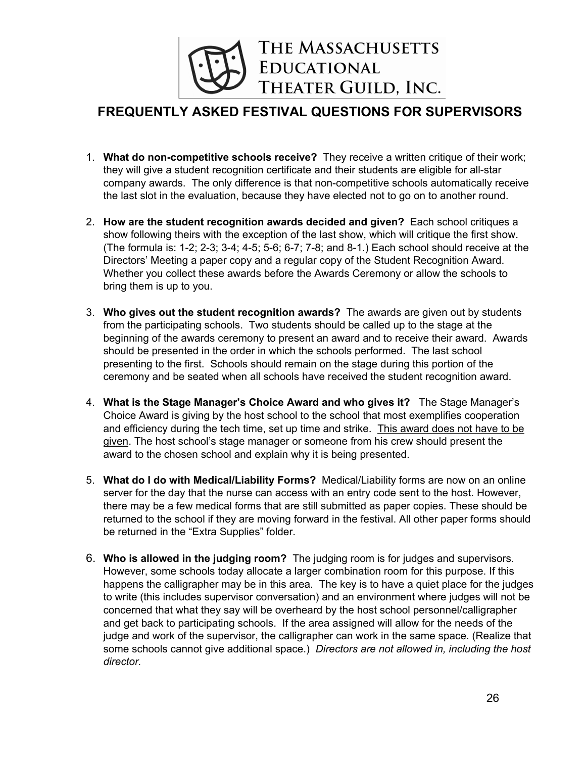# THE MASSACHUSETTS EDUCATIONAL THEATER GUILD, INC.

## FREQUENTLY ASKED FESTIVAL QUESTIONS FOR SUPERVISORS

1. **What do non-competitive schools receive?** They receive a written critique of their work; they will give a student recognition certificate and their students are eligible for all-star company awards. The only difference is that non-competitive schools automatically receive the last slot in the evaluation, because they have elected not to go on to another round.

2. **How are the student recognition awards decided and given?** Each school critiques a show following theirs with the exception of the last show, which will critique the first show. (The formula is: 1-2; 2-3; 3-4; 4-5; 5-6; 6-7; 7-8; and 8-1.) Each school should receive at the Directors' Meeting a paper copy and a regular copy of the Student Recognition Award. Whether you collect these awards before the Awards Ceremony or allow the schools to bring them is up to you.

3. **Who gives out the student recognition awards?** The awards are given out by students from the participating schools. Two students should be called up to the stage at the beginning of the awards ceremony to present an award and to receive their award. Awards should be presented in the order in which the schools performed. The last school presenting to the first. Schools should remain on the stage during this portion of the ceremony and be seated when all schools have received the student recognition award.

4. **What is the Stage Manager's Choice Award and who gives it?** The Stage Manager's Choice Award is giving by the host school to the school that most exemplifies cooperation and efficiency during the tech time, set up time and strike. <u>This award does not have to be given</u>. The host school's stage manager or someone from his crew should present the award to the chosen school and explain why it is being presented.

5. **What do I do with Medical/Liability Forms?** Medical/Liability forms are now on an online server for the day that the nurse can access with an entry code sent to the host. However, there may be a few medical forms that are still submitted as paper copies. These should be returned to the school if they are moving forward in the festival. All other paper forms should be returned in the "Extra Supplies" folder.

6. **Who is allowed in the judging room?** The judging room is for judges and supervisors. However, some schools today allocate a larger combination room for this purpose. If this happens the calligrapher may be in this area. The key is to have a quiet place for the judges to write (this includes supervisor conversation) and an environment where judges will not be concerned that what they say will be overheard by the host school personnel/calligrapher and get back to participating schools. If the area assigned will allow for the needs of the judge and work of the supervisor, the calligrapher can work in the same space. (Realize that some schools cannot give additional space.) *Directors are not allowed in, including the host director.*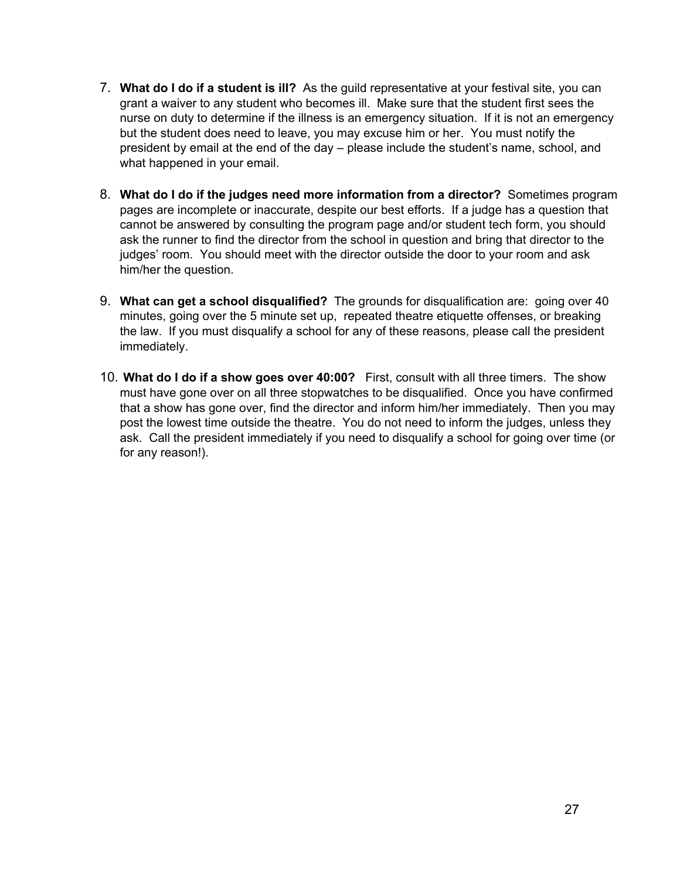7. **What do I do if a student is ill?** As the guild representative at your festival site, you can grant a waiver to any student who becomes ill. Make sure that the student first sees the nurse on duty to determine if the illness is an emergency situation. If it is not an emergency but the student does need to leave, you may excuse him or her. You must notify the president by email at the end of the day – please include the student's name, school, and what happened in your email.

8. **What do I do if the judges need more information from a director?** Sometimes program pages are incomplete or inaccurate, despite our best efforts. If a judge has a question that cannot be answered by consulting the program page and/or student tech form, you should ask the runner to find the director from the school in question and bring that director to the judges' room. You should meet with the director outside the door to your room and ask him/her the question.

9. **What can get a school disqualified?** The grounds for disqualification are: going over 40 minutes, going over the 5 minute set up, repeated theatre etiquette offenses, or breaking the law. If you must disqualify a school for any of these reasons, please call the president immediately.

10. **What do I do if a show goes over 40:00?** First, consult with all three timers. The show must have gone over on all three stopwatches to be disqualified. Once you have confirmed that a show has gone over, find the director and inform him/her immediately. Then you may post the lowest time outside the theatre. You do not need to inform the judges, unless they ask. Call the president immediately if you need to disqualify a school for going over time (or for any reason!).